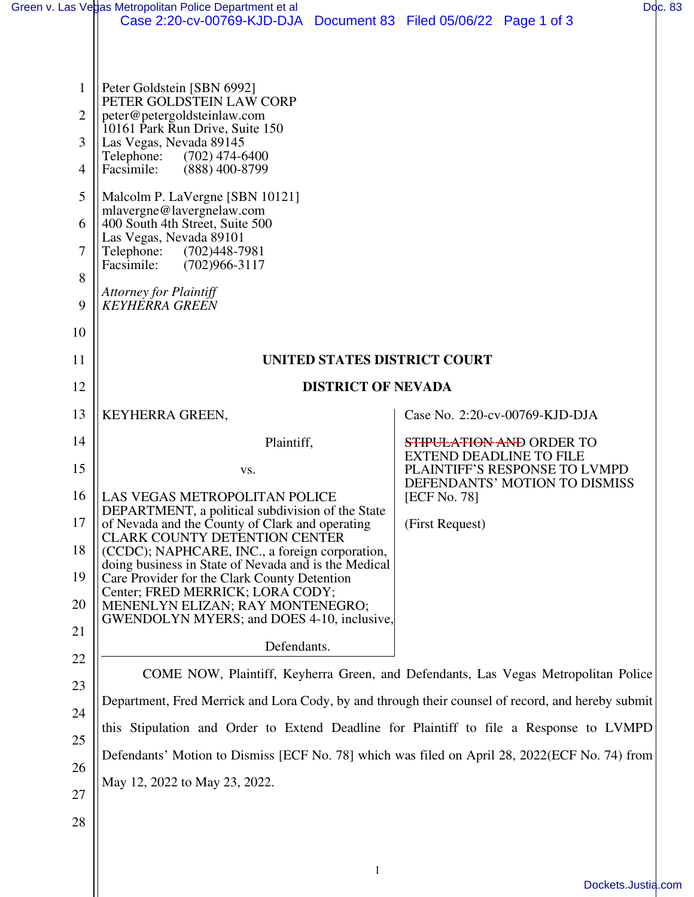Peter Goldstein [SBN 6992]
PETER GOLDSTEIN LAW CORP
peter@petergoldsteinlaw.com
10161 Park Run Drive, Suite 150
Las Vegas, Nevada 89145
Telephone: (702) 474-6400
Facsimile: (888) 400-8799

Malcolm P. LaVergne [SBN 10121]
mlavergne@lavergnelaw.com
400 South 4th Street, Suite 500
Las Vegas, Nevada 89101
Telephone: (702)448-7981
Facsimile: (702)966-3117

*Attorney for Plaintiff*
*KEYHERRA GREEN*

**UNITED STATES DISTRICT COURT**

**DISTRICT OF NEVADA**

KEYHERRA GREEN,

Plaintiff,

vs.

LAS VEGAS METROPOLITAN POLICE DEPARTMENT, a political subdivision of the State of Nevada and the County of Clark and operating CLARK COUNTY DETENTION CENTER (CCDC); NAPHCARE, INC., a foreign corporation, doing business in State of Nevada and is the Medical Care Provider for the Clark County Detention Center; FRED MERRICK; LORA CODY; MENENLYN ELIZAN; RAY MONTENEGRO; GWENDOLYN MYERS; and DOES 4-10, inclusive,

Defendants.

Case No. 2:20-cv-00769-KJD-DJA

~~STIPULATION AND~~ ORDER TO EXTEND DEADLINE TO FILE PLAINTIFF'S RESPONSE TO LVMPD DEFENDANTS' MOTION TO DISMISS [ECF No. 78]

(First Request)

COME NOW, Plaintiff, Keyherra Green, and Defendants, Las Vegas Metropolitan Police Department, Fred Merrick and Lora Cody, by and through their counsel of record, and hereby submit this Stipulation and Order to Extend Deadline for Plaintiff to file a Response to LVMPD Defendants' Motion to Dismiss [ECF No. 78] which was filed on April 28, 2022(ECF No. 74) from May 12, 2022 to May 23, 2022.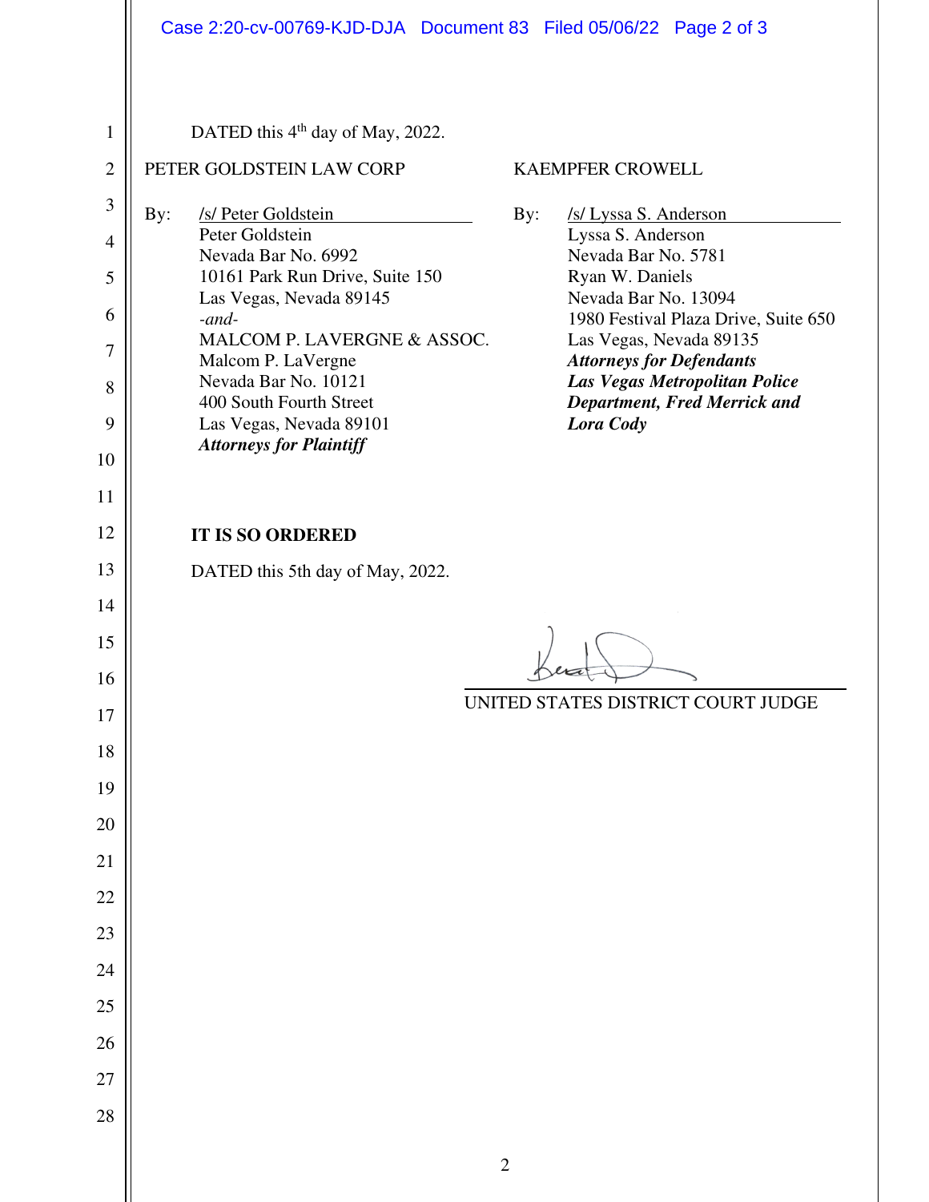DATED this 4th day of May, 2022.

PETER GOLDSTEIN LAW CORP

By: /s/ Peter Goldstein
Peter Goldstein
Nevada Bar No. 6992
10161 Park Run Drive, Suite 150
Las Vegas, Nevada 89145
*-and-*
MALCOM P. LAVERGNE & ASSOC.
Malcom P. LaVergne
Nevada Bar No. 10121
400 South Fourth Street
Las Vegas, Nevada 89101
***Attorneys for Plaintiff***

KAEMPFER CROWELL

By: /s/ Lyssa S. Anderson
Lyssa S. Anderson
Nevada Bar No. 5781
Ryan W. Daniels
Nevada Bar No. 13094
1980 Festival Plaza Drive, Suite 650
Las Vegas, Nevada 89135
***Attorneys for Defendants Las Vegas Metropolitan Police Department, Fred Merrick and Lora Cody***

**IT IS SO ORDERED**

DATED this 5th day of May, 2022.

UNITED STATES DISTRICT COURT JUDGE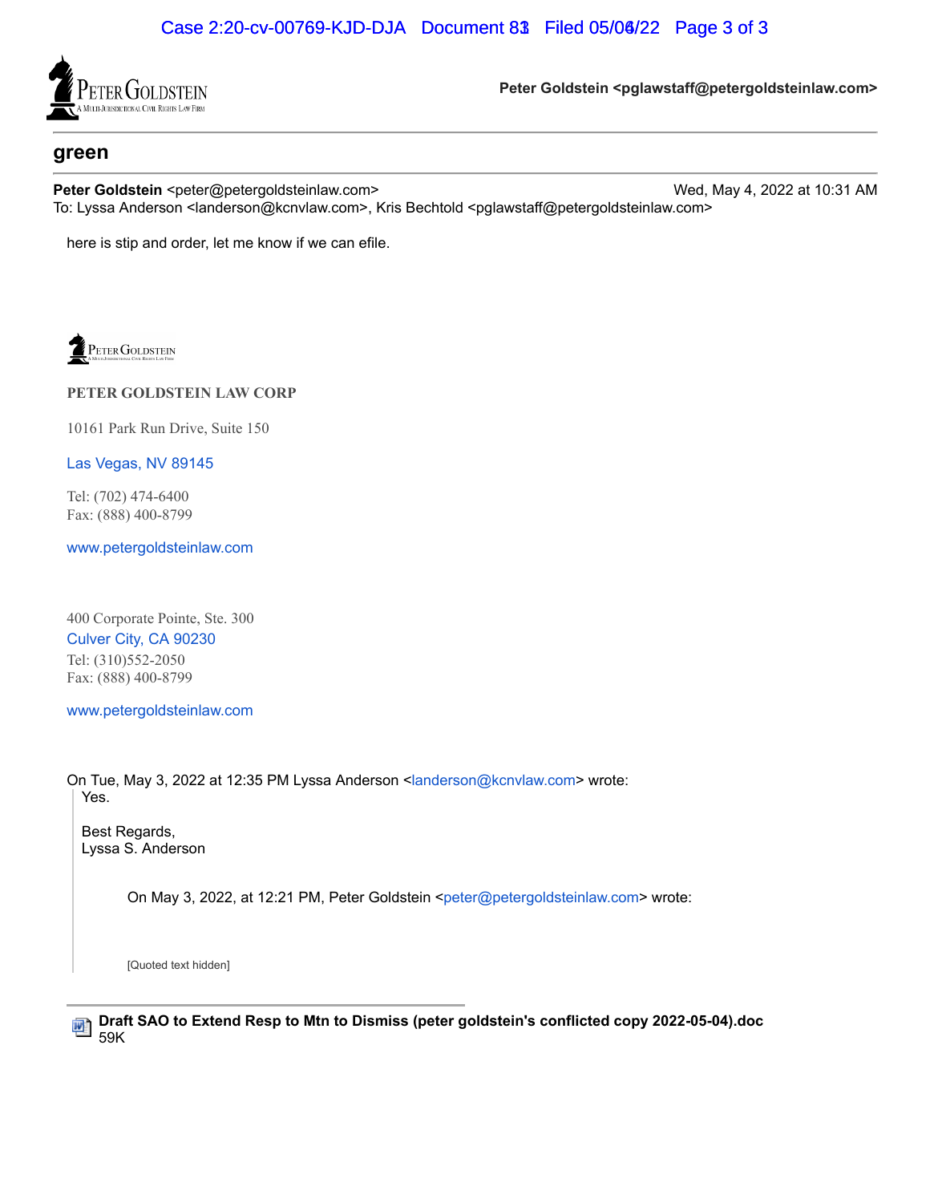Peter Goldstein <pglawstaff@petergoldsteinlaw.com>

## green

**Peter Goldstein** <peter@petergoldsteinlaw.com> Wed, May 4, 2022 at 10:31 AM
To: Lyssa Anderson <landerson@kcnvlaw.com>, Kris Bechtold <pglawstaff@petergoldsteinlaw.com>

here is stip and order, let me know if we can efile.

**PETER GOLDSTEIN LAW CORP**

10161 Park Run Drive, Suite 150

Las Vegas, NV 89145

Tel: (702) 474-6400
Fax: (888) 400-8799

www.petergoldsteinlaw.com

400 Corporate Pointe, Ste. 300
Culver City, CA 90230
Tel: (310)552-2050
Fax: (888) 400-8799

www.petergoldsteinlaw.com

On Tue, May 3, 2022 at 12:35 PM Lyssa Anderson <landerson@kcnvlaw.com> wrote:

> Yes.
>
> Best Regards,
> Lyssa S. Anderson
>
> On May 3, 2022, at 12:21 PM, Peter Goldstein <peter@petergoldsteinlaw.com> wrote:
>
> [Quoted text hidden]

**Draft SAO to Extend Resp to Mtn to Dismiss (peter goldstein's conflicted copy 2022-05-04).doc**
59K